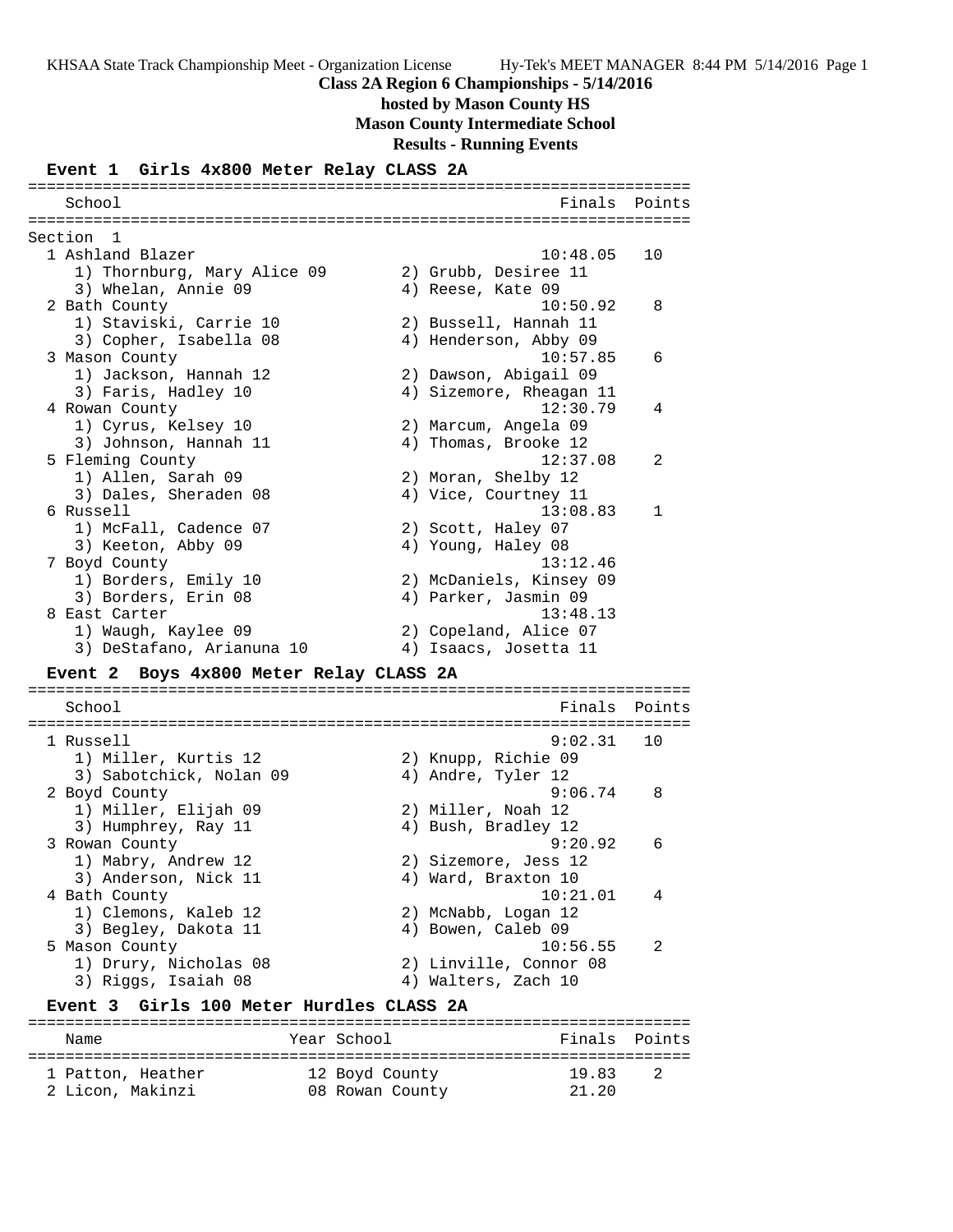**Class 2A Region 6 Championships - 5/14/2016**

**hosted by Mason County HS**

**Mason County Intermediate School**

**Results - Running Events**

### Event 1 Girls 4x800 Meter Relay CLASS 2A

```
=======================================================================
   School                                               Finals  Points
=======================================================================
Section  1
  1 Ashland Blazer                                    10:48.05   10
     1) Thornburg, Mary Alice 09       2) Grubb, Desiree 11
     3) Whelan, Annie 09               4) Reese, Kate 09
  2 Bath County                                       10:50.92    8
     1) Staviski, Carrie 10            2) Bussell, Hannah 11
     3) Copher, Isabella 08            4) Henderson, Abby 09
  3 Mason County                                      10:57.85    6
     1) Jackson, Hannah 12             2) Dawson, Abigail 09
     3) Faris, Hadley 10               4) Sizemore, Rheagan 11
  4 Rowan County                                      12:30.79    4
     1) Cyrus, Kelsey 10               2) Marcum, Angela 09
     3) Johnson, Hannah 11             4) Thomas, Brooke 12
  5 Fleming County                                    12:37.08    2
     1) Allen, Sarah 09                2) Moran, Shelby 12
     3) Dales, Sheraden 08             4) Vice, Courtney 11
  6 Russell                                           13:08.83    1
     1) McFall, Cadence 07             2) Scott, Haley 07
     3) Keeton, Abby 09                4) Young, Haley 08
  7 Boyd County                                       13:12.46
     1) Borders, Emily 10              2) McDaniels, Kinsey 09
     3) Borders, Erin 08               4) Parker, Jasmin 09
  8 East Carter                                       13:48.13
     1) Waugh, Kaylee 09               2) Copeland, Alice 07
     3) DeStafano, Arianuna 10         4) Isaacs, Josetta 11
```

### Event 2 Boys 4x800 Meter Relay CLASS 2A

```
=======================================================================
   School                                               Finals  Points
=======================================================================
  1 Russell                                            9:02.31   10
     1) Miller, Kurtis 12              2) Knupp, Richie 09
     3) Sabotchick, Nolan 09           4) Andre, Tyler 12
  2 Boyd County                                        9:06.74    8
     1) Miller, Elijah 09              2) Miller, Noah 12
     3) Humphrey, Ray 11               4) Bush, Bradley 12
  3 Rowan County                                       9:20.92    6
     1) Mabry, Andrew 12               2) Sizemore, Jess 12
     3) Anderson, Nick 11              4) Ward, Braxton 10
  4 Bath County                                       10:21.01    4
     1) Clemons, Kaleb 12              2) McNabb, Logan 12
     3) Begley, Dakota 11              4) Bowen, Caleb 09
  5 Mason County                                      10:56.55    2
     1) Drury, Nicholas 08             2) Linville, Connor 08
     3) Riggs, Isaiah 08               4) Walters, Zach 10
```

### Event 3 Girls 100 Meter Hurdles CLASS 2A

```
=======================================================================
   Name                    Year School                  Finals  Points
=======================================================================
  1 Patton, Heather         12 Boyd County               19.83    2
  2 Licon, Makinzi          08 Rowan County              21.20
```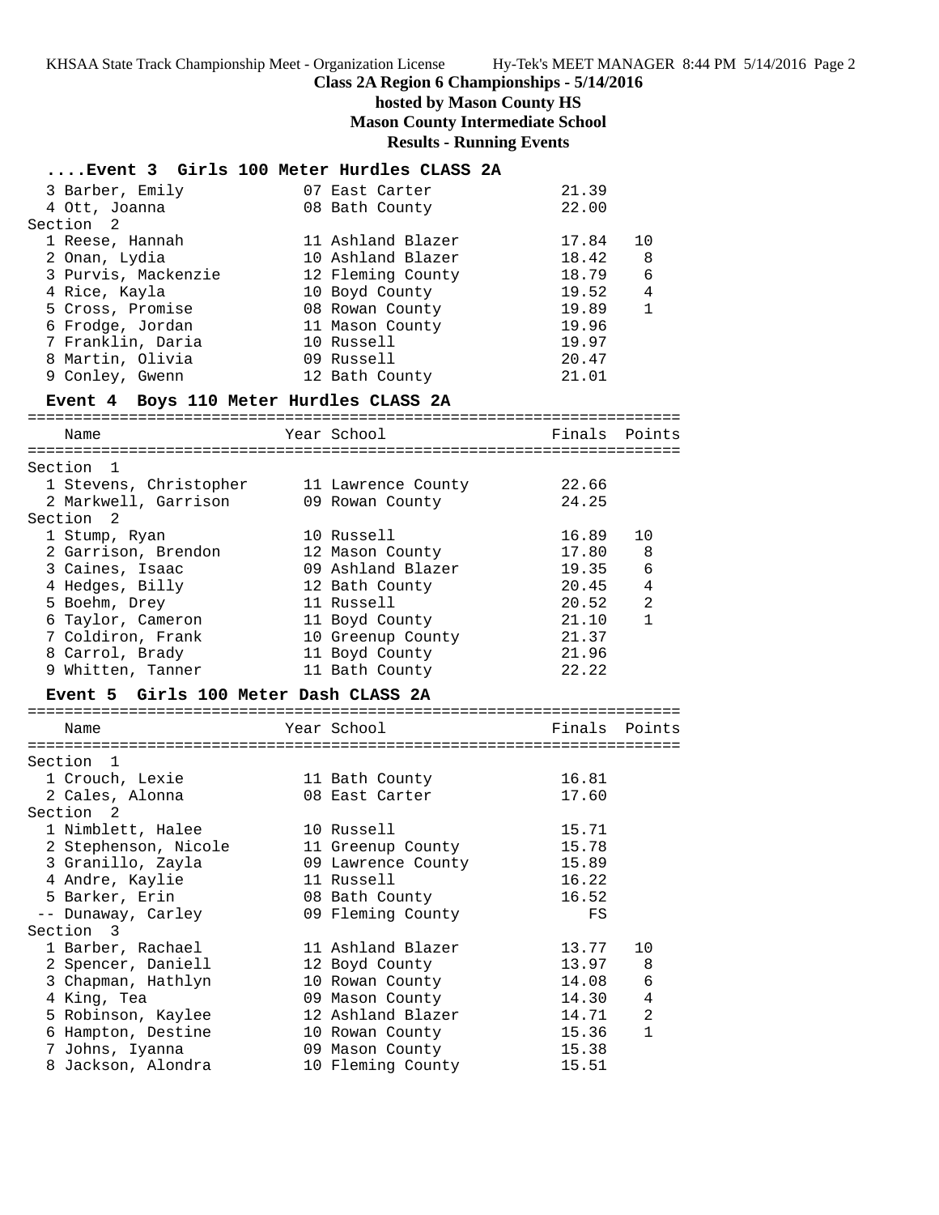# Class 2A Region 6 Championships - 5/14/2016

**hosted by Mason County HS**

**Mason County Intermediate School**

**Results - Running Events**

### ....Event 3 Girls 100 Meter Hurdles CLASS 2A

| Name | Year | School | Finals | Points |
|---|---|---|---|---|
| 3 Barber, Emily | 07 | East Carter | 21.39 | |
| 4 Ott, Joanna | 08 | Bath County | 22.00 | |
| **Section 2** | | | | |
| 1 Reese, Hannah | 11 | Ashland Blazer | 17.84 | 10 |
| 2 Onan, Lydia | 10 | Ashland Blazer | 18.42 | 8 |
| 3 Purvis, Mackenzie | 12 | Fleming County | 18.79 | 6 |
| 4 Rice, Kayla | 10 | Boyd County | 19.52 | 4 |
| 5 Cross, Promise | 08 | Rowan County | 19.89 | 1 |
| 6 Frodge, Jordan | 11 | Mason County | 19.96 | |
| 7 Franklin, Daria | 10 | Russell | 19.97 | |
| 8 Martin, Olivia | 09 | Russell | 20.47 | |
| 9 Conley, Gwenn | 12 | Bath County | 21.01 | |

### Event 4 Boys 110 Meter Hurdles CLASS 2A

| Name | Year | School | Finals | Points |
|---|---|---|---|---|
| **Section 1** | | | | |
| 1 Stevens, Christopher | 11 | Lawrence County | 22.66 | |
| 2 Markwell, Garrison | 09 | Rowan County | 24.25 | |
| **Section 2** | | | | |
| 1 Stump, Ryan | 10 | Russell | 16.89 | 10 |
| 2 Garrison, Brendon | 12 | Mason County | 17.80 | 8 |
| 3 Caines, Isaac | 09 | Ashland Blazer | 19.35 | 6 |
| 4 Hedges, Billy | 12 | Bath County | 20.45 | 4 |
| 5 Boehm, Drey | 11 | Russell | 20.52 | 2 |
| 6 Taylor, Cameron | 11 | Boyd County | 21.10 | 1 |
| 7 Coldiron, Frank | 10 | Greenup County | 21.37 | |
| 8 Carrol, Brady | 11 | Boyd County | 21.96 | |
| 9 Whitten, Tanner | 11 | Bath County | 22.22 | |

### Event 5 Girls 100 Meter Dash CLASS 2A

| Name | Year | School | Finals | Points |
|---|---|---|---|---|
| **Section 1** | | | | |
| 1 Crouch, Lexie | 11 | Bath County | 16.81 | |
| 2 Cales, Alonna | 08 | East Carter | 17.60 | |
| **Section 2** | | | | |
| 1 Nimblett, Halee | 10 | Russell | 15.71 | |
| 2 Stephenson, Nicole | 11 | Greenup County | 15.78 | |
| 3 Granillo, Zayla | 09 | Lawrence County | 15.89 | |
| 4 Andre, Kaylie | 11 | Russell | 16.22 | |
| 5 Barker, Erin | 08 | Bath County | 16.52 | |
| -- Dunaway, Carley | 09 | Fleming County | FS | |
| **Section 3** | | | | |
| 1 Barber, Rachael | 11 | Ashland Blazer | 13.77 | 10 |
| 2 Spencer, Daniell | 12 | Boyd County | 13.97 | 8 |
| 3 Chapman, Hathlyn | 10 | Rowan County | 14.08 | 6 |
| 4 King, Tea | 09 | Mason County | 14.30 | 4 |
| 5 Robinson, Kaylee | 12 | Ashland Blazer | 14.71 | 2 |
| 6 Hampton, Destine | 10 | Rowan County | 15.36 | 1 |
| 7 Johns, Iyanna | 09 | Mason County | 15.38 | |
| 8 Jackson, Alondra | 10 | Fleming County | 15.51 | |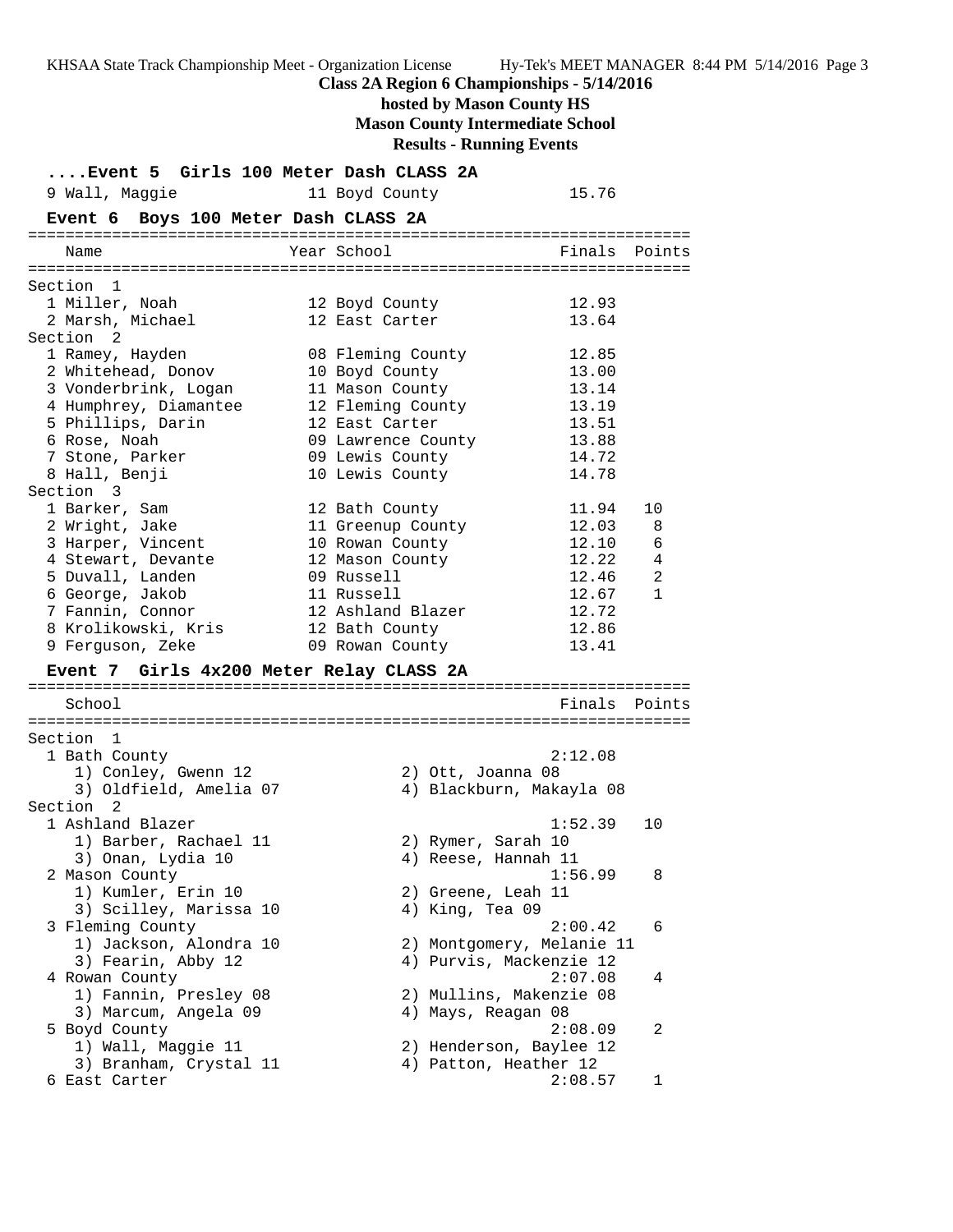**Class 2A Region 6 Championships - 5/14/2016**

**hosted by Mason County HS**

**Mason County Intermediate School**

**Results - Running Events**

### ....Event 5 Girls 100 Meter Dash CLASS 2A

| Place | Name | Year | School | Finals | Points |
|---|---|---|---|---|---|
| 9 | Wall, Maggie | 11 | Boyd County | 15.76 | |

### Event 6 Boys 100 Meter Dash CLASS 2A

| Place | Name | Year | School | Finals | Points |
|---|---|---|---|---|---|
| **Section 1** | | | | | |
| 1 | Miller, Noah | 12 | Boyd County | 12.93 | |
| 2 | Marsh, Michael | 12 | East Carter | 13.64 | |
| **Section 2** | | | | | |
| 1 | Ramey, Hayden | 08 | Fleming County | 12.85 | |
| 2 | Whitehead, Donov | 10 | Boyd County | 13.00 | |
| 3 | Vonderbrink, Logan | 11 | Mason County | 13.14 | |
| 4 | Humphrey, Diamantee | 12 | Fleming County | 13.19 | |
| 5 | Phillips, Darin | 12 | East Carter | 13.51 | |
| 6 | Rose, Noah | 09 | Lawrence County | 13.88 | |
| 7 | Stone, Parker | 09 | Lewis County | 14.72 | |
| 8 | Hall, Benji | 10 | Lewis County | 14.78 | |
| **Section 3** | | | | | |
| 1 | Barker, Sam | 12 | Bath County | 11.94 | 10 |
| 2 | Wright, Jake | 11 | Greenup County | 12.03 | 8 |
| 3 | Harper, Vincent | 10 | Rowan County | 12.10 | 6 |
| 4 | Stewart, Devante | 12 | Mason County | 12.22 | 4 |
| 5 | Duvall, Landen | 09 | Russell | 12.46 | 2 |
| 6 | George, Jakob | 11 | Russell | 12.67 | 1 |
| 7 | Fannin, Connor | 12 | Ashland Blazer | 12.72 | |
| 8 | Krolikowski, Kris | 12 | Bath County | 12.86 | |
| 9 | Ferguson, Zeke | 09 | Rowan County | 13.41 | |

### Event 7 Girls 4x200 Meter Relay CLASS 2A

| Place | School | Finals | Points |
|---|---|---|---|
| **Section 1** | | | |
| 1 | Bath County | 2:12.08 | |
| | 1) Conley, Gwenn 12; 2) Ott, Joanna 08; 3) Oldfield, Amelia 07; 4) Blackburn, Makayla 08 | | |
| **Section 2** | | | |
| 1 | Ashland Blazer | 1:52.39 | 10 |
| | 1) Barber, Rachael 11; 2) Rymer, Sarah 10; 3) Onan, Lydia 10; 4) Reese, Hannah 11 | | |
| 2 | Mason County | 1:56.99 | 8 |
| | 1) Kumler, Erin 10; 2) Greene, Leah 11; 3) Scilley, Marissa 10; 4) King, Tea 09 | | |
| 3 | Fleming County | 2:00.42 | 6 |
| | 1) Jackson, Alondra 10; 2) Montgomery, Melanie 11; 3) Fearin, Abby 12; 4) Purvis, Mackenzie 12 | | |
| 4 | Rowan County | 2:07.08 | 4 |
| | 1) Fannin, Presley 08; 2) Mullins, Makenzie 08; 3) Marcum, Angela 09; 4) Mays, Reagan 08 | | |
| 5 | Boyd County | 2:08.09 | 2 |
| | 1) Wall, Maggie 11; 2) Henderson, Baylee 12; 3) Branham, Crystal 11; 4) Patton, Heather 12 | | |
| 6 | East Carter | 2:08.57 | 1 |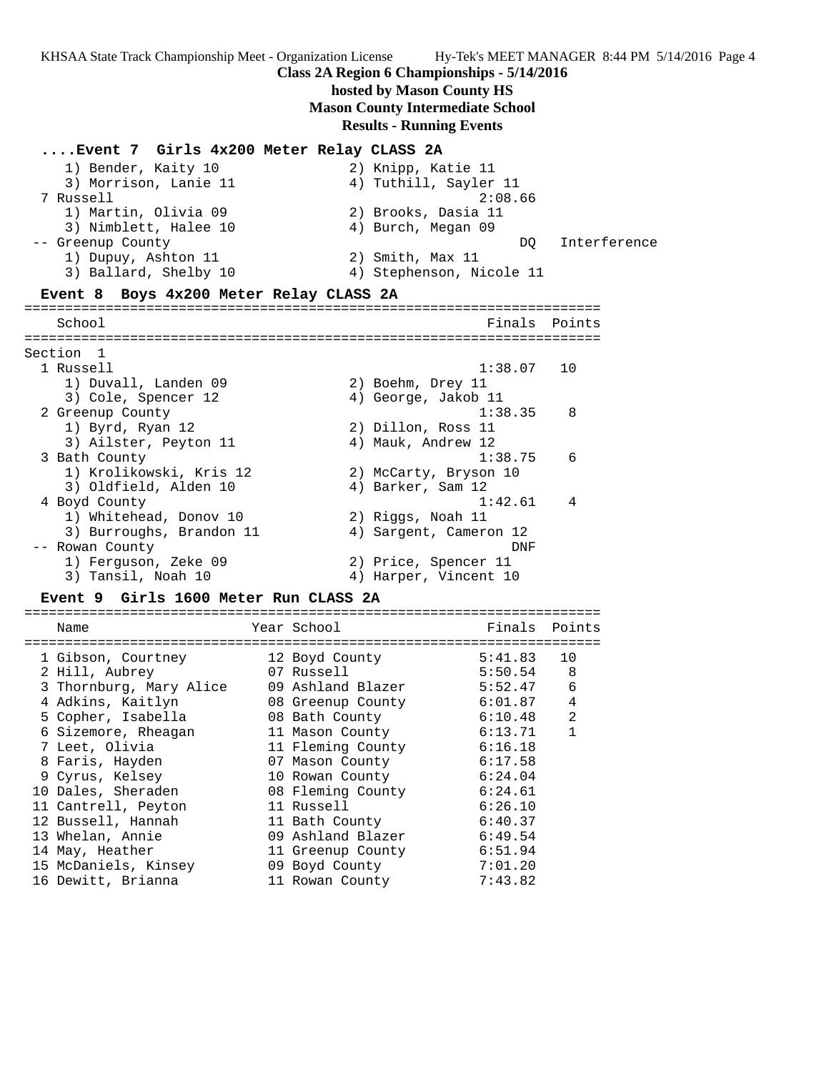**Class 2A Region 6 Championships - 5/14/2016**

**hosted by Mason County HS**

**Mason County Intermediate School**

**Results - Running Events**

### ....Event 7 Girls 4x200 Meter Relay CLASS 2A

```
    1) Bender, Kaity 10               2) Knipp, Katie 11
    3) Morrison, Lanie 11             4) Tuthill, Sayler 11
  7 Russell                                    2:08.66
    1) Martin, Olivia 09              2) Brooks, Dasia 11
    3) Nimblett, Halee 10             4) Burch, Megan 09
 -- Greenup County                                  DQ   Interference
    1) Dupuy, Ashton 11               2) Smith, Max 11
    3) Ballard, Shelby 10             4) Stephenson, Nicole 11
```

### Event 8 Boys 4x200 Meter Relay CLASS 2A

```
=======================================================================
    School                                            Finals  Points
=======================================================================
Section  1
  1 Russell                                        1:38.07   10
     1) Duvall, Landen 09              2) Boehm, Drey 11
     3) Cole, Spencer 12               4) George, Jakob 11
  2 Greenup County                                 1:38.35    8
     1) Byrd, Ryan 12                  2) Dillon, Ross 11
     3) Ailster, Peyton 11             4) Mauk, Andrew 12
  3 Bath County                                    1:38.75    6
     1) Krolikowski, Kris 12           2) McCarty, Bryson 10
     3) Oldfield, Alden 10             4) Barker, Sam 12
  4 Boyd County                                    1:42.61    4
     1) Whitehead, Donov 10            2) Riggs, Noah 11
     3) Burroughs, Brandon 11          4) Sargent, Cameron 12
 -- Rowan County                                       DNF
     1) Ferguson, Zeke 09              2) Price, Spencer 11
     3) Tansil, Noah 10                4) Harper, Vincent 10
```

### Event 9 Girls 1600 Meter Run CLASS 2A

| Place | Name | Year | School | Finals | Points |
|---|---|---|---|---|---|
| 1 | Gibson, Courtney | 12 | Boyd County | 5:41.83 | 10 |
| 2 | Hill, Aubrey | 07 | Russell | 5:50.54 | 8 |
| 3 | Thornburg, Mary Alice | 09 | Ashland Blazer | 5:52.47 | 6 |
| 4 | Adkins, Kaitlyn | 08 | Greenup County | 6:01.87 | 4 |
| 5 | Copher, Isabella | 08 | Bath County | 6:10.48 | 2 |
| 6 | Sizemore, Rheagan | 11 | Mason County | 6:13.71 | 1 |
| 7 | Leet, Olivia | 11 | Fleming County | 6:16.18 | |
| 8 | Faris, Hayden | 07 | Mason County | 6:17.58 | |
| 9 | Cyrus, Kelsey | 10 | Rowan County | 6:24.04 | |
| 10 | Dales, Sheraden | 08 | Fleming County | 6:24.61 | |
| 11 | Cantrell, Peyton | 11 | Russell | 6:26.10 | |
| 12 | Bussell, Hannah | 11 | Bath County | 6:40.37 | |
| 13 | Whelan, Annie | 09 | Ashland Blazer | 6:49.54 | |
| 14 | May, Heather | 11 | Greenup County | 6:51.94 | |
| 15 | McDaniels, Kinsey | 09 | Boyd County | 7:01.20 | |
| 16 | Dewitt, Brianna | 11 | Rowan County | 7:43.82 | |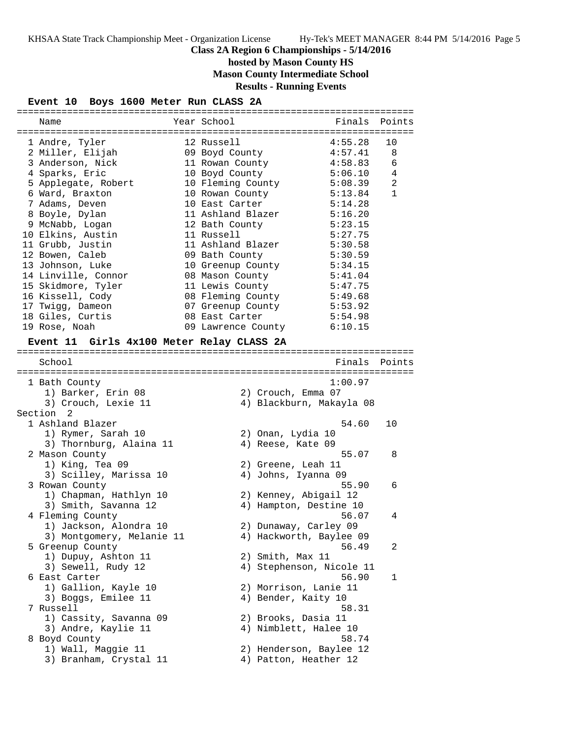**Class 2A Region 6 Championships - 5/14/2016**

**hosted by Mason County HS**

**Mason County Intermediate School**

**Results - Running Events**

### Event 10 Boys 1600 Meter Run CLASS 2A

| | Name | Year | School | Finals | Points |
|---|---|---|---|---|---|
| 1 | Andre, Tyler | 12 | Russell | 4:55.28 | 10 |
| 2 | Miller, Elijah | 09 | Boyd County | 4:57.41 | 8 |
| 3 | Anderson, Nick | 11 | Rowan County | 4:58.83 | 6 |
| 4 | Sparks, Eric | 10 | Boyd County | 5:06.10 | 4 |
| 5 | Applegate, Robert | 10 | Fleming County | 5:08.39 | 2 |
| 6 | Ward, Braxton | 10 | Rowan County | 5:13.84 | 1 |
| 7 | Adams, Deven | 10 | East Carter | 5:14.28 | |
| 8 | Boyle, Dylan | 11 | Ashland Blazer | 5:16.20 | |
| 9 | McNabb, Logan | 12 | Bath County | 5:23.15 | |
| 10 | Elkins, Austin | 11 | Russell | 5:27.75 | |
| 11 | Grubb, Justin | 11 | Ashland Blazer | 5:30.58 | |
| 12 | Bowen, Caleb | 09 | Bath County | 5:30.59 | |
| 13 | Johnson, Luke | 10 | Greenup County | 5:34.15 | |
| 14 | Linville, Connor | 08 | Mason County | 5:41.04 | |
| 15 | Skidmore, Tyler | 11 | Lewis County | 5:47.75 | |
| 16 | Kissell, Cody | 08 | Fleming County | 5:49.68 | |
| 17 | Twigg, Dameon | 07 | Greenup County | 5:53.92 | |
| 18 | Giles, Curtis | 08 | East Carter | 5:54.98 | |
| 19 | Rose, Noah | 09 | Lawrence County | 6:10.15 | |

### Event 11 Girls 4x100 Meter Relay CLASS 2A

| | School | Finals | Points |
|---|---|---|---|
| 1 | Bath County | 1:00.97 | |
| | 1) Barker, Erin 08; 2) Crouch, Emma 07; 3) Crouch, Lexie 11; 4) Blackburn, Makayla 08 | | |

Section 2

| | School | Finals | Points |
|---|---|---|---|
| 1 | Ashland Blazer | 54.60 | 10 |
| | 1) Rymer, Sarah 10; 2) Onan, Lydia 10; 3) Thornburg, Alaina 11; 4) Reese, Kate 09 | | |
| 2 | Mason County | 55.07 | 8 |
| | 1) King, Tea 09; 2) Greene, Leah 11; 3) Scilley, Marissa 10; 4) Johns, Iyanna 09 | | |
| 3 | Rowan County | 55.90 | 6 |
| | 1) Chapman, Hathlyn 10; 2) Kenney, Abigail 12; 3) Smith, Savanna 12; 4) Hampton, Destine 10 | | |
| 4 | Fleming County | 56.07 | 4 |
| | 1) Jackson, Alondra 10; 2) Dunaway, Carley 09; 3) Montgomery, Melanie 11; 4) Hackworth, Baylee 09 | | |
| 5 | Greenup County | 56.49 | 2 |
| | 1) Dupuy, Ashton 11; 2) Smith, Max 11; 3) Sewell, Rudy 12; 4) Stephenson, Nicole 11 | | |
| 6 | East Carter | 56.90 | 1 |
| | 1) Gallion, Kayle 10; 2) Morrison, Lanie 11; 3) Boggs, Emilee 11; 4) Bender, Kaity 10 | | |
| 7 | Russell | 58.31 | |
| | 1) Cassity, Savanna 09; 2) Brooks, Dasia 11; 3) Andre, Kaylie 11; 4) Nimblett, Halee 10 | | |
| 8 | Boyd County | 58.74 | |
| | 1) Wall, Maggie 11; 2) Henderson, Baylee 12; 3) Branham, Crystal 11; 4) Patton, Heather 12 | | |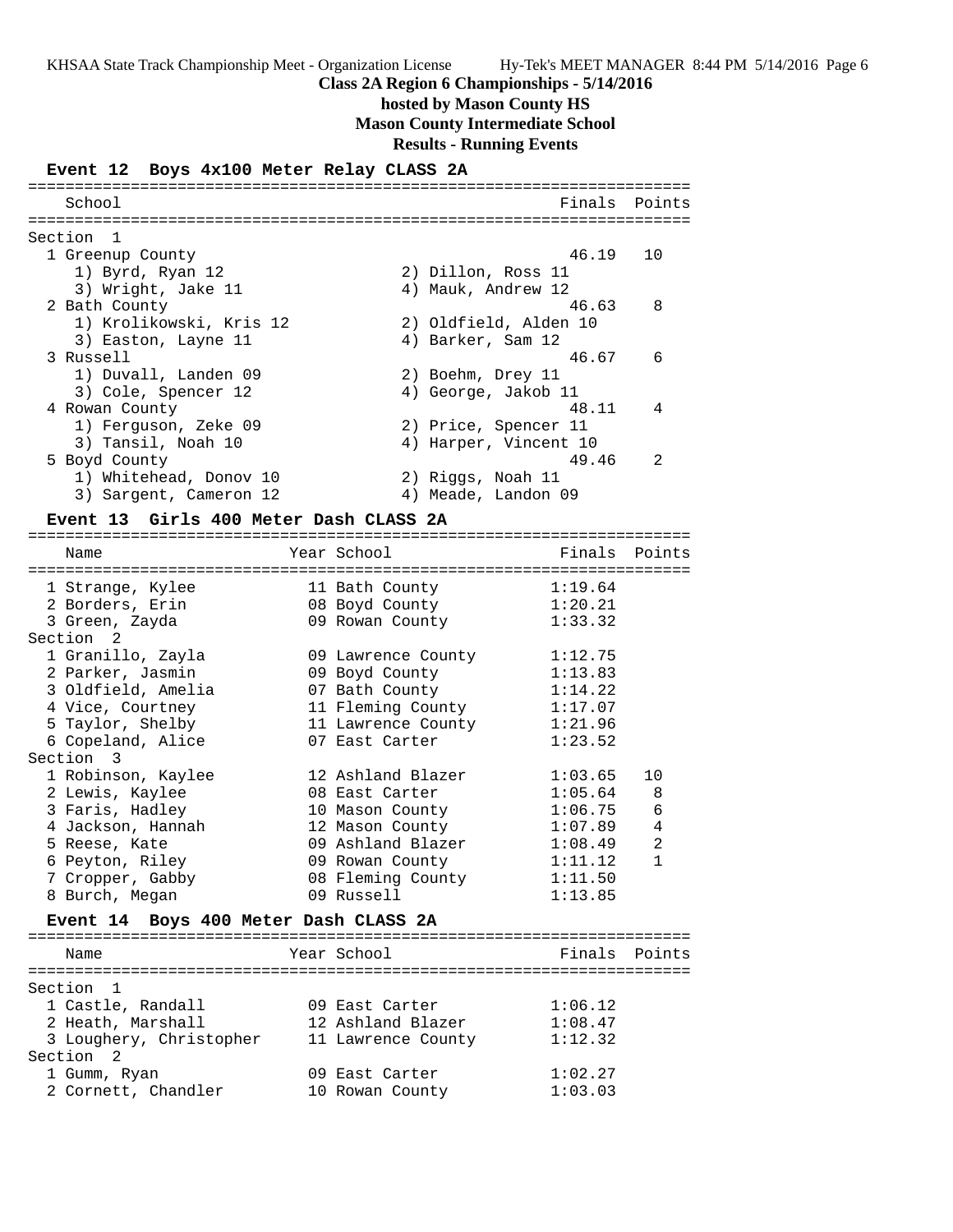**Class 2A Region 6 Championships - 5/14/2016**

**hosted by Mason County HS**

**Mason County Intermediate School**

**Results - Running Events**

### Event 12 Boys 4x100 Meter Relay CLASS 2A

| School | Finals | Points |
|---|---|---|
| **Section 1** | | |
| 1 Greenup County | 46.19 | 10 |
| 1) Byrd, Ryan 12; 2) Dillon, Ross 11; 3) Wright, Jake 11; 4) Mauk, Andrew 12 | | |
| 2 Bath County | 46.63 | 8 |
| 1) Krolikowski, Kris 12; 2) Oldfield, Alden 10; 3) Easton, Layne 11; 4) Barker, Sam 12 | | |
| 3 Russell | 46.67 | 6 |
| 1) Duvall, Landen 09; 2) Boehm, Drey 11; 3) Cole, Spencer 12; 4) George, Jakob 11 | | |
| 4 Rowan County | 48.11 | 4 |
| 1) Ferguson, Zeke 09; 2) Price, Spencer 11; 3) Tansil, Noah 10; 4) Harper, Vincent 10 | | |
| 5 Boyd County | 49.46 | 2 |
| 1) Whitehead, Donov 10; 2) Riggs, Noah 11; 3) Sargent, Cameron 12; 4) Meade, Landon 09 | | |

### Event 13 Girls 400 Meter Dash CLASS 2A

| Name | Year | School | Finals | Points |
|---|---|---|---|---|
| 1 Strange, Kylee | 11 | Bath County | 1:19.64 | |
| 2 Borders, Erin | 08 | Boyd County | 1:20.21 | |
| 3 Green, Zayda | 09 | Rowan County | 1:33.32 | |
| **Section 2** | | | | |
| 1 Granillo, Zayla | 09 | Lawrence County | 1:12.75 | |
| 2 Parker, Jasmin | 09 | Boyd County | 1:13.83 | |
| 3 Oldfield, Amelia | 07 | Bath County | 1:14.22 | |
| 4 Vice, Courtney | 11 | Fleming County | 1:17.07 | |
| 5 Taylor, Shelby | 11 | Lawrence County | 1:21.96 | |
| 6 Copeland, Alice | 07 | East Carter | 1:23.52 | |
| **Section 3** | | | | |
| 1 Robinson, Kaylee | 12 | Ashland Blazer | 1:03.65 | 10 |
| 2 Lewis, Kaylee | 08 | East Carter | 1:05.64 | 8 |
| 3 Faris, Hadley | 10 | Mason County | 1:06.75 | 6 |
| 4 Jackson, Hannah | 12 | Mason County | 1:07.89 | 4 |
| 5 Reese, Kate | 09 | Ashland Blazer | 1:08.49 | 2 |
| 6 Peyton, Riley | 09 | Rowan County | 1:11.12 | 1 |
| 7 Cropper, Gabby | 08 | Fleming County | 1:11.50 | |
| 8 Burch, Megan | 09 | Russell | 1:13.85 | |

### Event 14 Boys 400 Meter Dash CLASS 2A

| Name | Year | School | Finals | Points |
|---|---|---|---|---|
| **Section 1** | | | | |
| 1 Castle, Randall | 09 | East Carter | 1:06.12 | |
| 2 Heath, Marshall | 12 | Ashland Blazer | 1:08.47 | |
| 3 Loughery, Christopher | 11 | Lawrence County | 1:12.32 | |
| **Section 2** | | | | |
| 1 Gumm, Ryan | 09 | East Carter | 1:02.27 | |
| 2 Cornett, Chandler | 10 | Rowan County | 1:03.03 | |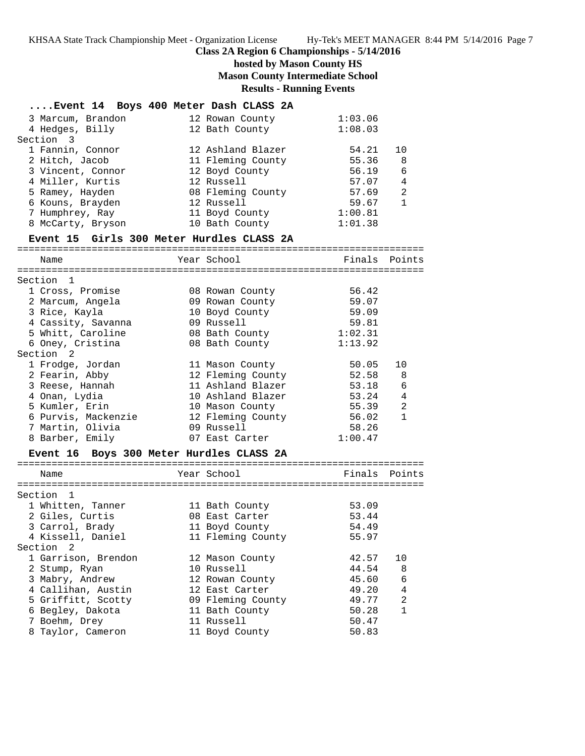**Class 2A Region 6 Championships - 5/14/2016**

**hosted by Mason County HS**

**Mason County Intermediate School**

**Results - Running Events**

### ....Event 14 Boys 400 Meter Dash CLASS 2A

| Place | Name | Year | School | Finals | Points |
|---|---|---|---|---|---|
| 3 | Marcum, Brandon | 12 | Rowan County | 1:03.06 | |
| 4 | Hedges, Billy | 12 | Bath County | 1:08.03 | |
| **Section 3** | | | | | |
| 1 | Fannin, Connor | 12 | Ashland Blazer | 54.21 | 10 |
| 2 | Hitch, Jacob | 11 | Fleming County | 55.36 | 8 |
| 3 | Vincent, Connor | 12 | Boyd County | 56.19 | 6 |
| 4 | Miller, Kurtis | 12 | Russell | 57.07 | 4 |
| 5 | Ramey, Hayden | 08 | Fleming County | 57.69 | 2 |
| 6 | Kouns, Brayden | 12 | Russell | 59.67 | 1 |
| 7 | Humphrey, Ray | 11 | Boyd County | 1:00.81 | |
| 8 | McCarty, Bryson | 10 | Bath County | 1:01.38 | |

### Event 15 Girls 300 Meter Hurdles CLASS 2A

| Place | Name | Year | School | Finals | Points |
|---|---|---|---|---|---|
| **Section 1** | | | | | |
| 1 | Cross, Promise | 08 | Rowan County | 56.42 | |
| 2 | Marcum, Angela | 09 | Rowan County | 59.07 | |
| 3 | Rice, Kayla | 10 | Boyd County | 59.09 | |
| 4 | Cassity, Savanna | 09 | Russell | 59.81 | |
| 5 | Whitt, Caroline | 08 | Bath County | 1:02.31 | |
| 6 | Oney, Cristina | 08 | Bath County | 1:13.92 | |
| **Section 2** | | | | | |
| 1 | Frodge, Jordan | 11 | Mason County | 50.05 | 10 |
| 2 | Fearin, Abby | 12 | Fleming County | 52.58 | 8 |
| 3 | Reese, Hannah | 11 | Ashland Blazer | 53.18 | 6 |
| 4 | Onan, Lydia | 10 | Ashland Blazer | 53.24 | 4 |
| 5 | Kumler, Erin | 10 | Mason County | 55.39 | 2 |
| 6 | Purvis, Mackenzie | 12 | Fleming County | 56.02 | 1 |
| 7 | Martin, Olivia | 09 | Russell | 58.26 | |
| 8 | Barber, Emily | 07 | East Carter | 1:00.47 | |

### Event 16 Boys 300 Meter Hurdles CLASS 2A

| Place | Name | Year | School | Finals | Points |
|---|---|---|---|---|---|
| **Section 1** | | | | | |
| 1 | Whitten, Tanner | 11 | Bath County | 53.09 | |
| 2 | Giles, Curtis | 08 | East Carter | 53.44 | |
| 3 | Carrol, Brady | 11 | Boyd County | 54.49 | |
| 4 | Kissell, Daniel | 11 | Fleming County | 55.97 | |
| **Section 2** | | | | | |
| 1 | Garrison, Brendon | 12 | Mason County | 42.57 | 10 |
| 2 | Stump, Ryan | 10 | Russell | 44.54 | 8 |
| 3 | Mabry, Andrew | 12 | Rowan County | 45.60 | 6 |
| 4 | Callihan, Austin | 12 | East Carter | 49.20 | 4 |
| 5 | Griffitt, Scotty | 09 | Fleming County | 49.77 | 2 |
| 6 | Begley, Dakota | 11 | Bath County | 50.28 | 1 |
| 7 | Boehm, Drey | 11 | Russell | 50.47 | |
| 8 | Taylor, Cameron | 11 | Boyd County | 50.83 | |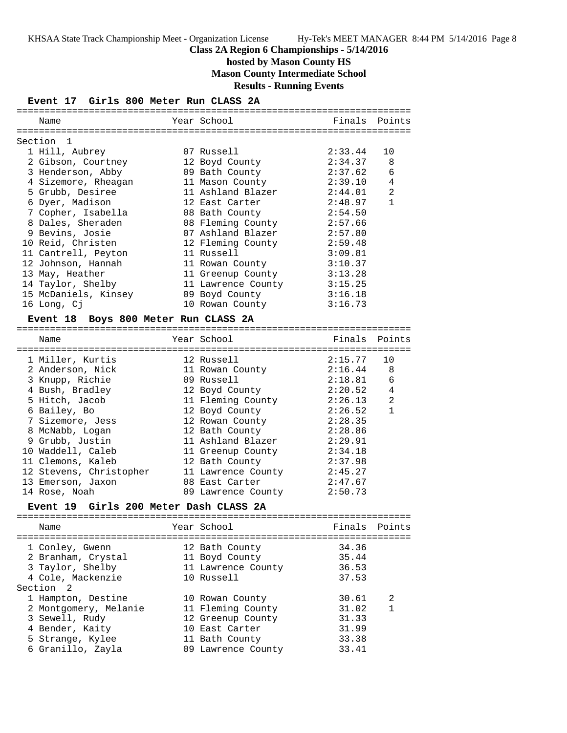**Class 2A Region 6 Championships - 5/14/2016**

**hosted by Mason County HS**

**Mason County Intermediate School**

**Results - Running Events**

### Event 17 Girls 800 Meter Run CLASS 2A

| Place | Name | Year | School | Finals | Points |
|---|---|---|---|---|---|
| **Section 1** | | | | | |
| 1 | Hill, Aubrey | 07 | Russell | 2:33.44 | 10 |
| 2 | Gibson, Courtney | 12 | Boyd County | 2:34.37 | 8 |
| 3 | Henderson, Abby | 09 | Bath County | 2:37.62 | 6 |
| 4 | Sizemore, Rheagan | 11 | Mason County | 2:39.10 | 4 |
| 5 | Grubb, Desiree | 11 | Ashland Blazer | 2:44.01 | 2 |
| 6 | Dyer, Madison | 12 | East Carter | 2:48.97 | 1 |
| 7 | Copher, Isabella | 08 | Bath County | 2:54.50 | |
| 8 | Dales, Sheraden | 08 | Fleming County | 2:57.66 | |
| 9 | Bevins, Josie | 07 | Ashland Blazer | 2:57.80 | |
| 10 | Reid, Christen | 12 | Fleming County | 2:59.48 | |
| 11 | Cantrell, Peyton | 11 | Russell | 3:09.81 | |
| 12 | Johnson, Hannah | 11 | Rowan County | 3:10.37 | |
| 13 | May, Heather | 11 | Greenup County | 3:13.28 | |
| 14 | Taylor, Shelby | 11 | Lawrence County | 3:15.25 | |
| 15 | McDaniels, Kinsey | 09 | Boyd County | 3:16.18 | |
| 16 | Long, Cj | 10 | Rowan County | 3:16.73 | |

### Event 18 Boys 800 Meter Run CLASS 2A

| Place | Name | Year | School | Finals | Points |
|---|---|---|---|---|---|
| 1 | Miller, Kurtis | 12 | Russell | 2:15.77 | 10 |
| 2 | Anderson, Nick | 11 | Rowan County | 2:16.44 | 8 |
| 3 | Knupp, Richie | 09 | Russell | 2:18.81 | 6 |
| 4 | Bush, Bradley | 12 | Boyd County | 2:20.52 | 4 |
| 5 | Hitch, Jacob | 11 | Fleming County | 2:26.13 | 2 |
| 6 | Bailey, Bo | 12 | Boyd County | 2:26.52 | 1 |
| 7 | Sizemore, Jess | 12 | Rowan County | 2:28.35 | |
| 8 | McNabb, Logan | 12 | Bath County | 2:28.86 | |
| 9 | Grubb, Justin | 11 | Ashland Blazer | 2:29.91 | |
| 10 | Waddell, Caleb | 11 | Greenup County | 2:34.18 | |
| 11 | Clemons, Kaleb | 12 | Bath County | 2:37.98 | |
| 12 | Stevens, Christopher | 11 | Lawrence County | 2:45.27 | |
| 13 | Emerson, Jaxon | 08 | East Carter | 2:47.67 | |
| 14 | Rose, Noah | 09 | Lawrence County | 2:50.73 | |

### Event 19 Girls 200 Meter Dash CLASS 2A

| Place | Name | Year | School | Finals | Points |
|---|---|---|---|---|---|
| 1 | Conley, Gwenn | 12 | Bath County | 34.36 | |
| 2 | Branham, Crystal | 11 | Boyd County | 35.44 | |
| 3 | Taylor, Shelby | 11 | Lawrence County | 36.53 | |
| 4 | Cole, Mackenzie | 10 | Russell | 37.53 | |
| **Section 2** | | | | | |
| 1 | Hampton, Destine | 10 | Rowan County | 30.61 | 2 |
| 2 | Montgomery, Melanie | 11 | Fleming County | 31.02 | 1 |
| 3 | Sewell, Rudy | 12 | Greenup County | 31.33 | |
| 4 | Bender, Kaity | 10 | East Carter | 31.99 | |
| 5 | Strange, Kylee | 11 | Bath County | 33.38 | |
| 6 | Granillo, Zayla | 09 | Lawrence County | 33.41 | |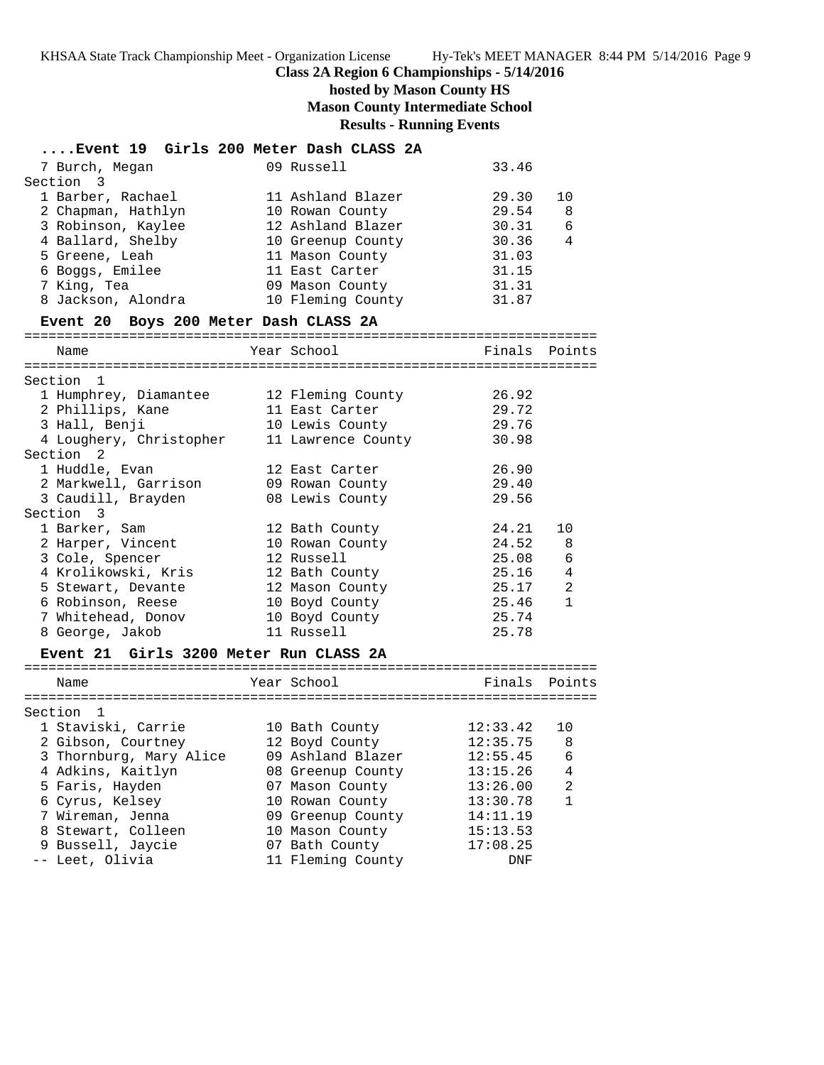**Class 2A Region 6 Championships - 5/14/2016**

**hosted by Mason County HS**

**Mason County Intermediate School**

**Results - Running Events**

### ....Event 19 Girls 200 Meter Dash CLASS 2A

| Name | Year | School | Finals | Points |
|---|---|---|---|---|
| 7 Burch, Megan | 09 | Russell | 33.46 | |
| **Section 3** | | | | |
| 1 Barber, Rachael | 11 | Ashland Blazer | 29.30 | 10 |
| 2 Chapman, Hathlyn | 10 | Rowan County | 29.54 | 8 |
| 3 Robinson, Kaylee | 12 | Ashland Blazer | 30.31 | 6 |
| 4 Ballard, Shelby | 10 | Greenup County | 30.36 | 4 |
| 5 Greene, Leah | 11 | Mason County | 31.03 | |
| 6 Boggs, Emilee | 11 | East Carter | 31.15 | |
| 7 King, Tea | 09 | Mason County | 31.31 | |
| 8 Jackson, Alondra | 10 | Fleming County | 31.87 | |

### Event 20 Boys 200 Meter Dash CLASS 2A

| Name | Year | School | Finals | Points |
|---|---|---|---|---|
| **Section 1** | | | | |
| 1 Humphrey, Diamantee | 12 | Fleming County | 26.92 | |
| 2 Phillips, Kane | 11 | East Carter | 29.72 | |
| 3 Hall, Benji | 10 | Lewis County | 29.76 | |
| 4 Loughery, Christopher | 11 | Lawrence County | 30.98 | |
| **Section 2** | | | | |
| 1 Huddle, Evan | 12 | East Carter | 26.90 | |
| 2 Markwell, Garrison | 09 | Rowan County | 29.40 | |
| 3 Caudill, Brayden | 08 | Lewis County | 29.56 | |
| **Section 3** | | | | |
| 1 Barker, Sam | 12 | Bath County | 24.21 | 10 |
| 2 Harper, Vincent | 10 | Rowan County | 24.52 | 8 |
| 3 Cole, Spencer | 12 | Russell | 25.08 | 6 |
| 4 Krolikowski, Kris | 12 | Bath County | 25.16 | 4 |
| 5 Stewart, Devante | 12 | Mason County | 25.17 | 2 |
| 6 Robinson, Reese | 10 | Boyd County | 25.46 | 1 |
| 7 Whitehead, Donov | 10 | Boyd County | 25.74 | |
| 8 George, Jakob | 11 | Russell | 25.78 | |

### Event 21 Girls 3200 Meter Run CLASS 2A

| Name | Year | School | Finals | Points |
|---|---|---|---|---|
| **Section 1** | | | | |
| 1 Staviski, Carrie | 10 | Bath County | 12:33.42 | 10 |
| 2 Gibson, Courtney | 12 | Boyd County | 12:35.75 | 8 |
| 3 Thornburg, Mary Alice | 09 | Ashland Blazer | 12:55.45 | 6 |
| 4 Adkins, Kaitlyn | 08 | Greenup County | 13:15.26 | 4 |
| 5 Faris, Hayden | 07 | Mason County | 13:26.00 | 2 |
| 6 Cyrus, Kelsey | 10 | Rowan County | 13:30.78 | 1 |
| 7 Wireman, Jenna | 09 | Greenup County | 14:11.19 | |
| 8 Stewart, Colleen | 10 | Mason County | 15:13.53 | |
| 9 Bussell, Jaycie | 07 | Bath County | 17:08.25 | |
| -- Leet, Olivia | 11 | Fleming County | DNF | |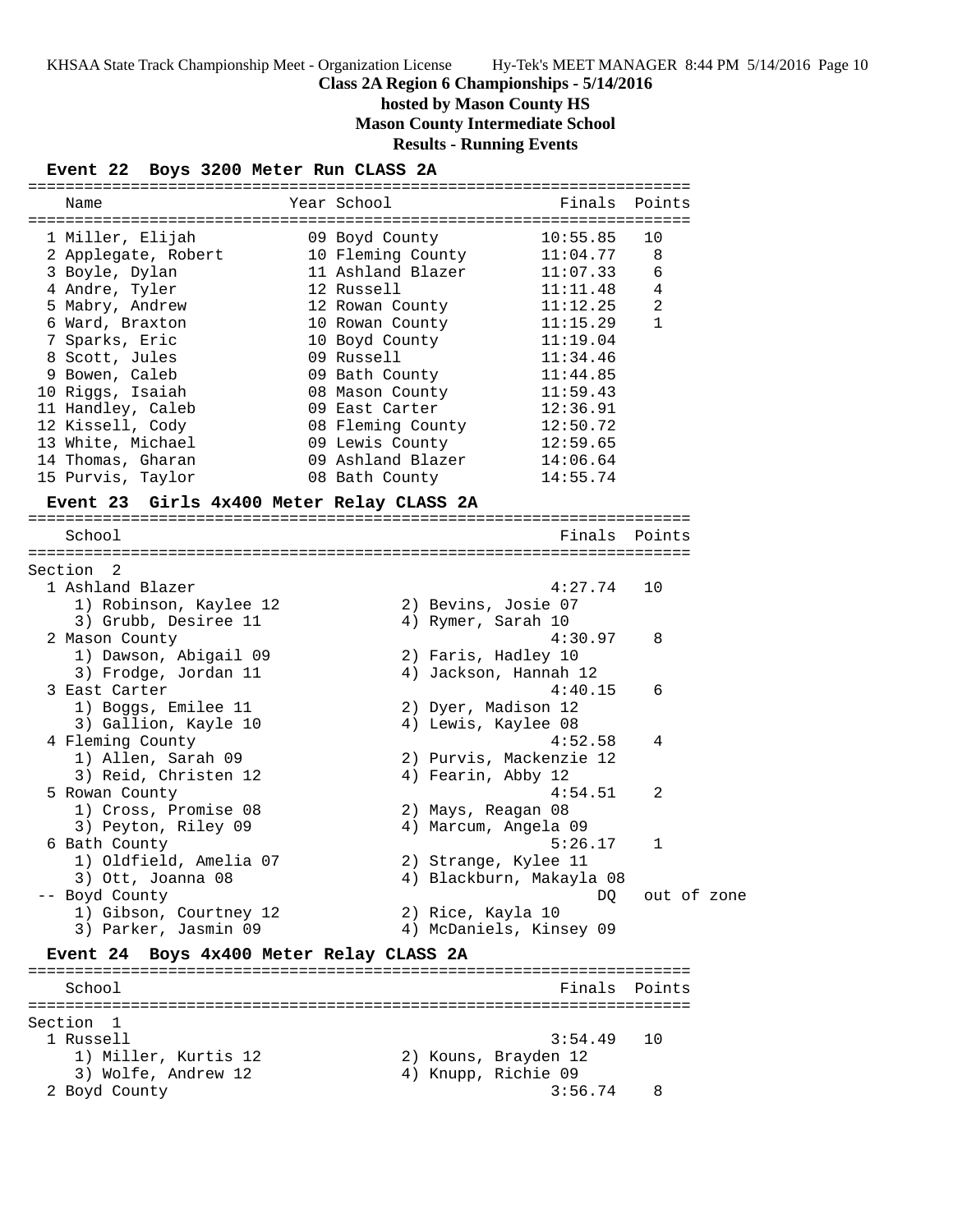## Class 2A Region 6 Championships - 5/14/2016

**hosted by Mason County HS**

**Mason County Intermediate School**

**Results - Running Events**

### Event 22 Boys 3200 Meter Run CLASS 2A

| | Name | Year | School | Finals | Points |
|---|---|---|---|---|---|
| 1 | Miller, Elijah | 09 | Boyd County | 10:55.85 | 10 |
| 2 | Applegate, Robert | 10 | Fleming County | 11:04.77 | 8 |
| 3 | Boyle, Dylan | 11 | Ashland Blazer | 11:07.33 | 6 |
| 4 | Andre, Tyler | 12 | Russell | 11:11.48 | 4 |
| 5 | Mabry, Andrew | 12 | Rowan County | 11:12.25 | 2 |
| 6 | Ward, Braxton | 10 | Rowan County | 11:15.29 | 1 |
| 7 | Sparks, Eric | 10 | Boyd County | 11:19.04 | |
| 8 | Scott, Jules | 09 | Russell | 11:34.46 | |
| 9 | Bowen, Caleb | 09 | Bath County | 11:44.85 | |
| 10 | Riggs, Isaiah | 08 | Mason County | 11:59.43 | |
| 11 | Handley, Caleb | 09 | East Carter | 12:36.91 | |
| 12 | Kissell, Cody | 08 | Fleming County | 12:50.72 | |
| 13 | White, Michael | 09 | Lewis County | 12:59.65 | |
| 14 | Thomas, Gharan | 09 | Ashland Blazer | 14:06.64 | |
| 15 | Purvis, Taylor | 08 | Bath County | 14:55.74 | |

### Event 23 Girls 4x400 Meter Relay CLASS 2A

| | School | Finals | Points |
|---|---|---|---|
| | **Section 2** | | |
| 1 | Ashland Blazer | 4:27.74 | 10 |
| | 1) Robinson, Kaylee 12; 2) Bevins, Josie 07; 3) Grubb, Desiree 11; 4) Rymer, Sarah 10 | | |
| 2 | Mason County | 4:30.97 | 8 |
| | 1) Dawson, Abigail 09; 2) Faris, Hadley 10; 3) Frodge, Jordan 11; 4) Jackson, Hannah 12 | | |
| 3 | East Carter | 4:40.15 | 6 |
| | 1) Boggs, Emilee 11; 2) Dyer, Madison 12; 3) Gallion, Kayle 10; 4) Lewis, Kaylee 08 | | |
| 4 | Fleming County | 4:52.58 | 4 |
| | 1) Allen, Sarah 09; 2) Purvis, Mackenzie 12; 3) Reid, Christen 12; 4) Fearin, Abby 12 | | |
| 5 | Rowan County | 4:54.51 | 2 |
| | 1) Cross, Promise 08; 2) Mays, Reagan 08; 3) Peyton, Riley 09; 4) Marcum, Angela 09 | | |
| 6 | Bath County | 5:26.17 | 1 |
| | 1) Oldfield, Amelia 07; 2) Strange, Kylee 11; 3) Ott, Joanna 08; 4) Blackburn, Makayla 08 | | |
| -- | Boyd County | DQ | out of zone |
| | 1) Gibson, Courtney 12; 2) Rice, Kayla 10; 3) Parker, Jasmin 09; 4) McDaniels, Kinsey 09 | | |

### Event 24 Boys 4x400 Meter Relay CLASS 2A

| | School | Finals | Points |
|---|---|---|---|
| | **Section 1** | | |
| 1 | Russell | 3:54.49 | 10 |
| | 1) Miller, Kurtis 12; 2) Kouns, Brayden 12; 3) Wolfe, Andrew 12; 4) Knupp, Richie 09 | | |
| 2 | Boyd County | 3:56.74 | 8 |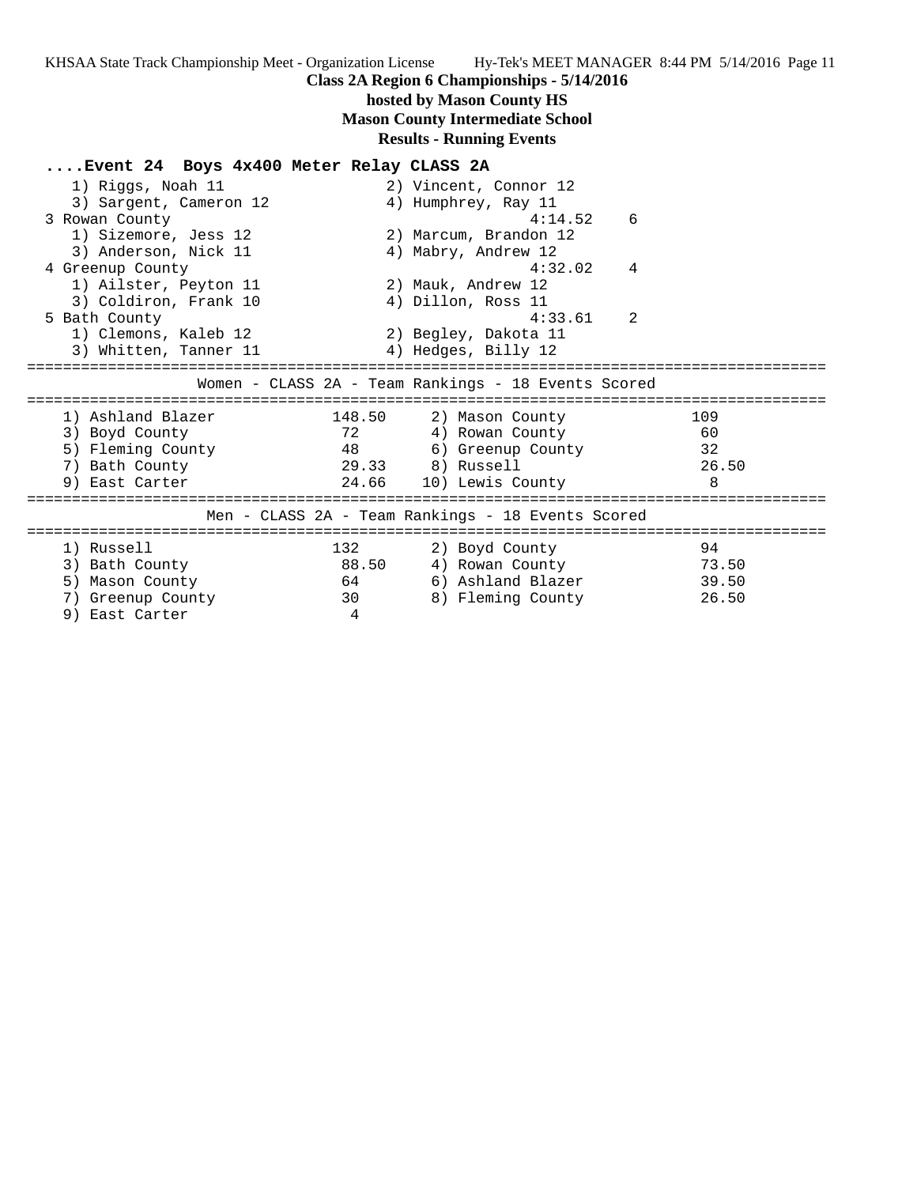## Class 2A Region 6 Championships - 5/14/2016

**hosted by Mason County HS**

**Mason County Intermediate School**

**Results - Running Events**

### ....Event 24 Boys 4x400 Meter Relay CLASS 2A

```
   1) Riggs, Noah 11                 2) Vincent, Connor 12
   3) Sargent, Cameron 12            4) Humphrey, Ray 11
 3 Rowan County                                 4:14.52    6
   1) Sizemore, Jess 12              2) Marcum, Brandon 12
   3) Anderson, Nick 11              4) Mabry, Andrew 12
 4 Greenup County                               4:32.02    4
   1) Ailster, Peyton 11             2) Mauk, Andrew 12
   3) Coldiron, Frank 10             4) Dillon, Ross 11
 5 Bath County                                  4:33.61    2
   1) Clemons, Kaleb 12              2) Begley, Dakota 11
   3) Whitten, Tanner 11             4) Hedges, Billy 12
```

### Women - CLASS 2A - Team Rankings - 18 Events Scored

| | | | |
|---|---|---|---|
| 1) Ashland Blazer | 148.50 | 2) Mason County | 109 |
| 3) Boyd County | 72 | 4) Rowan County | 60 |
| 5) Fleming County | 48 | 6) Greenup County | 32 |
| 7) Bath County | 29.33 | 8) Russell | 26.50 |
| 9) East Carter | 24.66 | 10) Lewis County | 8 |

### Men - CLASS 2A - Team Rankings - 18 Events Scored

| | | | |
|---|---|---|---|
| 1) Russell | 132 | 2) Boyd County | 94 |
| 3) Bath County | 88.50 | 4) Rowan County | 73.50 |
| 5) Mason County | 64 | 6) Ashland Blazer | 39.50 |
| 7) Greenup County | 30 | 8) Fleming County | 26.50 |
| 9) East Carter | 4 | | |